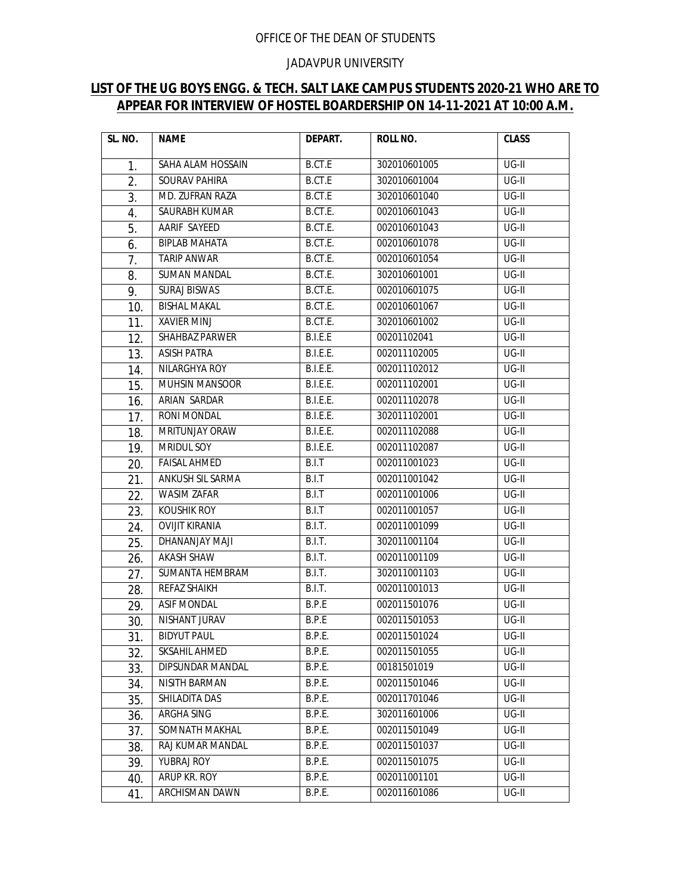OFFICE OF THE DEAN OF STUDENTS

JADAVPUR UNIVERSITY

## LIST OF THE UG BOYS ENGG. & TECH. SALT LAKE CAMPUS STUDENTS 2020-21 WHO ARE TO APPEAR FOR INTERVIEW OF HOSTEL BOARDERSHIP ON 14-11-2021 AT 10:00 A.M.

| SL. NO. | NAME | DEPART. | ROLL NO. | CLASS |
|---|---|---|---|---|
| 1. | SAHA ALAM HOSSAIN | B.CT.E | 302010601005 | UG-II |
| 2. | SOURAV PAHIRA | B.CT.E | 302010601004 | UG-II |
| 3. | MD. ZUFRAN RAZA | B.CT.E | 302010601040 | UG-II |
| 4. | SAURABH KUMAR | B.CT.E. | 002010601043 | UG-II |
| 5. | AARIF SAYEED | B.CT.E. | 002010601043 | UG-II |
| 6. | BIPLAB MAHATA | B.CT.E. | 002010601078 | UG-II |
| 7. | TARIP ANWAR | B.CT.E. | 002010601054 | UG-II |
| 8. | SUMAN MANDAL | B.CT.E. | 302010601001 | UG-II |
| 9. | SURAJ BISWAS | B.CT.E. | 002010601075 | UG-II |
| 10. | BISHAL MAKAL | B.CT.E. | 002010601067 | UG-II |
| 11. | XAVIER MINJ | B.CT.E. | 302010601002 | UG-II |
| 12. | SHAHBAZ PARWER | B.I.E.E | 00201102041 | UG-II |
| 13. | ASISH PATRA | B.I.E.E. | 002011102005 | UG-II |
| 14. | NILARGHYA ROY | B.I.E.E. | 002011102012 | UG-II |
| 15. | MUHSIN MANSOOR | B.I.E.E. | 002011102001 | UG-II |
| 16. | ARIAN SARDAR | B.I.E.E. | 002011102078 | UG-II |
| 17. | RONI MONDAL | B.I.E.E. | 302011102001 | UG-II |
| 18. | MRITUNJAY ORAW | B.I.E.E. | 002011102088 | UG-II |
| 19. | MRIDUL SOY | B.I.E.E. | 002011102087 | UG-II |
| 20. | FAISAL AHMED | B.I.T | 002011001023 | UG-II |
| 21. | ANKUSH SIL SARMA | B.I.T | 002011001042 | UG-II |
| 22. | WASIM ZAFAR | B.I.T | 002011001006 | UG-II |
| 23. | KOUSHIK ROY | B.I.T | 002011001057 | UG-II |
| 24. | OVIJIT KIRANIA | B.I.T. | 002011001099 | UG-II |
| 25. | DHANANJAY MAJI | B.I.T. | 302011001104 | UG-II |
| 26. | AKASH SHAW | B.I.T. | 002011001109 | UG-II |
| 27. | SUMANTA HEMBRAM | B.I.T. | 302011001103 | UG-II |
| 28. | REFAZ SHAIKH | B.I.T. | 002011001013 | UG-II |
| 29. | ASIF MONDAL | B.P.E | 002011501076 | UG-II |
| 30. | NISHANT JURAV | B.P.E | 002011501053 | UG-II |
| 31. | BIDYUT PAUL | B.P.E. | 002011501024 | UG-II |
| 32. | SKSAHIL AHMED | B.P.E. | 002011501055 | UG-II |
| 33. | DIPSUNDAR MANDAL | B.P.E. | 00181501019 | UG-II |
| 34. | NISITH BARMAN | B.P.E. | 002011501046 | UG-II |
| 35. | SHILADITA DAS | B.P.E. | 002011701046 | UG-II |
| 36. | ARGHA SING | B.P.E. | 302011601006 | UG-II |
| 37. | SOMNATH MAKHAL | B.P.E. | 002011501049 | UG-II |
| 38. | RAJ KUMAR MANDAL | B.P.E. | 002011501037 | UG-II |
| 39. | YUBRAJ ROY | B.P.E. | 002011501075 | UG-II |
| 40. | ARUP KR. ROY | B.P.E. | 002011001101 | UG-II |
| 41. | ARCHISMAN DAWN | B.P.E. | 002011601086 | UG-II |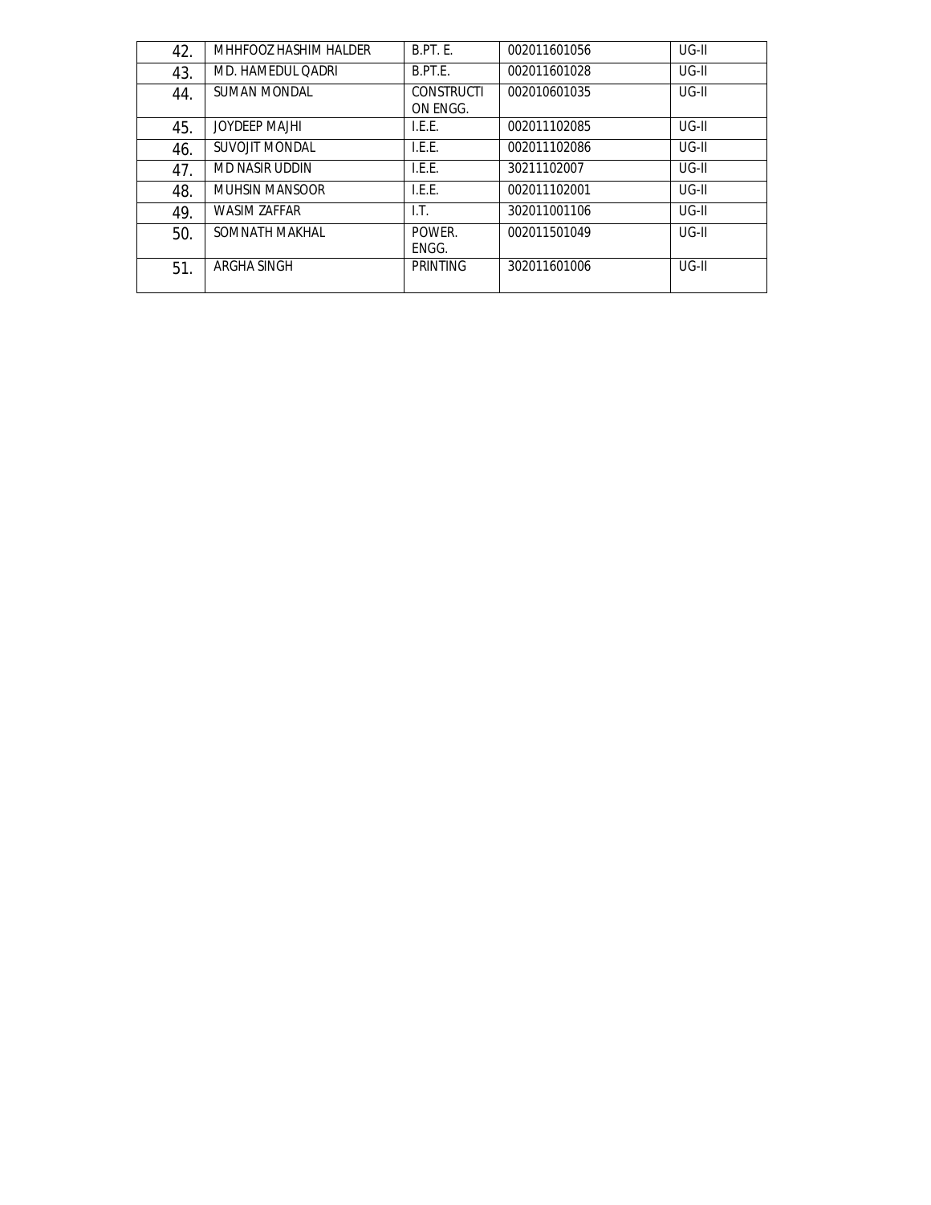| | | | | |
|---|---|---|---|---|
| 42. | MHHFOOZ HASHIM HALDER | B.PT. E. | 002011601056 | UG-II |
| 43. | MD. HAMEDUL QADRI | B.PT.E. | 002011601028 | UG-II |
| 44. | SUMAN MONDAL | CONSTRUCTI ON ENGG. | 002010601035 | UG-II |
| 45. | JOYDEEP MAJHI | I.E.E. | 002011102085 | UG-II |
| 46. | SUVOJIT MONDAL | I.E.E. | 002011102086 | UG-II |
| 47. | MD NASIR UDDIN | I.E.E. | 30211102007 | UG-II |
| 48. | MUHSIN MANSOOR | I.E.E. | 002011102001 | UG-II |
| 49. | WASIM ZAFFAR | I.T. | 302011001106 | UG-II |
| 50. | SOMNATH MAKHAL | POWER. ENGG. | 002011501049 | UG-II |
| 51. | ARGHA SINGH | PRINTING | 302011601006 | UG-II |